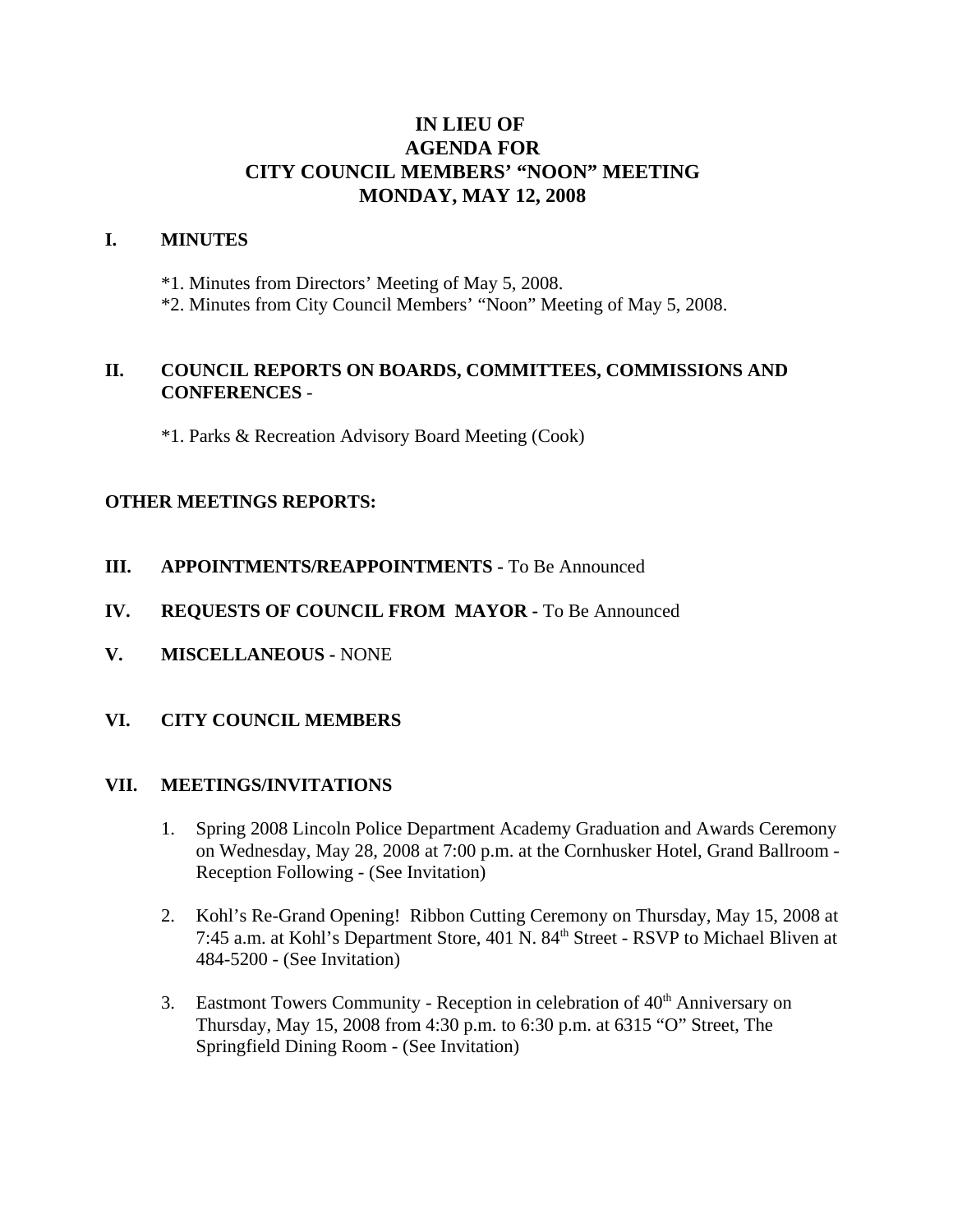# IN LIEU OF
# AGENDA FOR
# CITY COUNCIL MEMBERS' "NOON" MEETING
# MONDAY, MAY 12, 2008

## I. MINUTES

*1. Minutes from Directors' Meeting of May 5, 2008.
*2. Minutes from City Council Members' "Noon" Meeting of May 5, 2008.

## II. COUNCIL REPORTS ON BOARDS, COMMITTEES, COMMISSIONS AND CONFERENCES -

*1. Parks & Recreation Advisory Board Meeting (Cook)

**OTHER MEETINGS REPORTS:**

## III. APPOINTMENTS/REAPPOINTMENTS - To Be Announced

## IV. REQUESTS OF COUNCIL FROM MAYOR - To Be Announced

## V. MISCELLANEOUS - NONE

## VI. CITY COUNCIL MEMBERS

## VII. MEETINGS/INVITATIONS

1. Spring 2008 Lincoln Police Department Academy Graduation and Awards Ceremony on Wednesday, May 28, 2008 at 7:00 p.m. at the Cornhusker Hotel, Grand Ballroom - Reception Following - (See Invitation)

2. Kohl's Re-Grand Opening! Ribbon Cutting Ceremony on Thursday, May 15, 2008 at 7:45 a.m. at Kohl's Department Store, 401 N. 84th Street - RSVP to Michael Bliven at 484-5200 - (See Invitation)

3. Eastmont Towers Community - Reception in celebration of 40th Anniversary on Thursday, May 15, 2008 from 4:30 p.m. to 6:30 p.m. at 6315 "O" Street, The Springfield Dining Room - (See Invitation)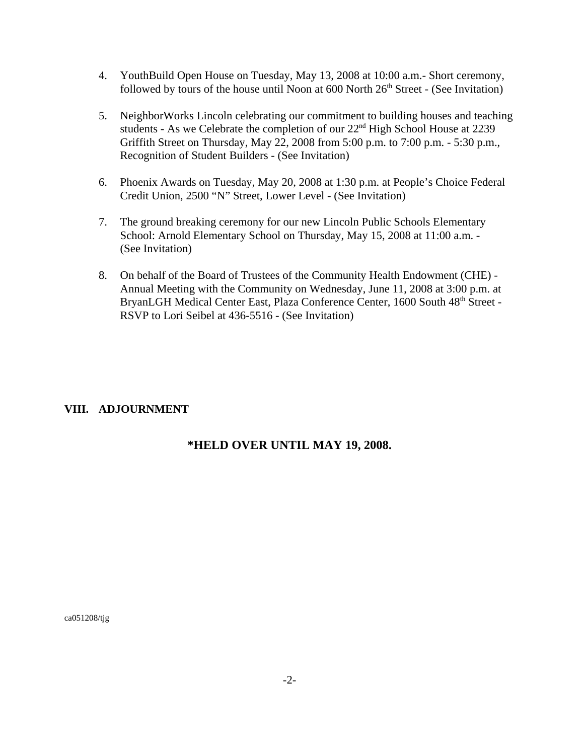4. YouthBuild Open House on Tuesday, May 13, 2008 at 10:00 a.m.- Short ceremony, followed by tours of the house until Noon at 600 North 26th Street - (See Invitation)

5. NeighborWorks Lincoln celebrating our commitment to building houses and teaching students - As we Celebrate the completion of our 22nd High School House at 2239 Griffith Street on Thursday, May 22, 2008 from 5:00 p.m. to 7:00 p.m. - 5:30 p.m., Recognition of Student Builders - (See Invitation)

6. Phoenix Awards on Tuesday, May 20, 2008 at 1:30 p.m. at People's Choice Federal Credit Union, 2500 "N" Street, Lower Level - (See Invitation)

7. The ground breaking ceremony for our new Lincoln Public Schools Elementary School: Arnold Elementary School on Thursday, May 15, 2008 at 11:00 a.m. - (See Invitation)

8. On behalf of the Board of Trustees of the Community Health Endowment (CHE) - Annual Meeting with the Community on Wednesday, June 11, 2008 at 3:00 p.m. at BryanLGH Medical Center East, Plaza Conference Center, 1600 South 48th Street - RSVP to Lori Seibel at 436-5516 - (See Invitation)

**VIII. ADJOURNMENT**

**\*HELD OVER UNTIL MAY 19, 2008.**

ca051208/tjg